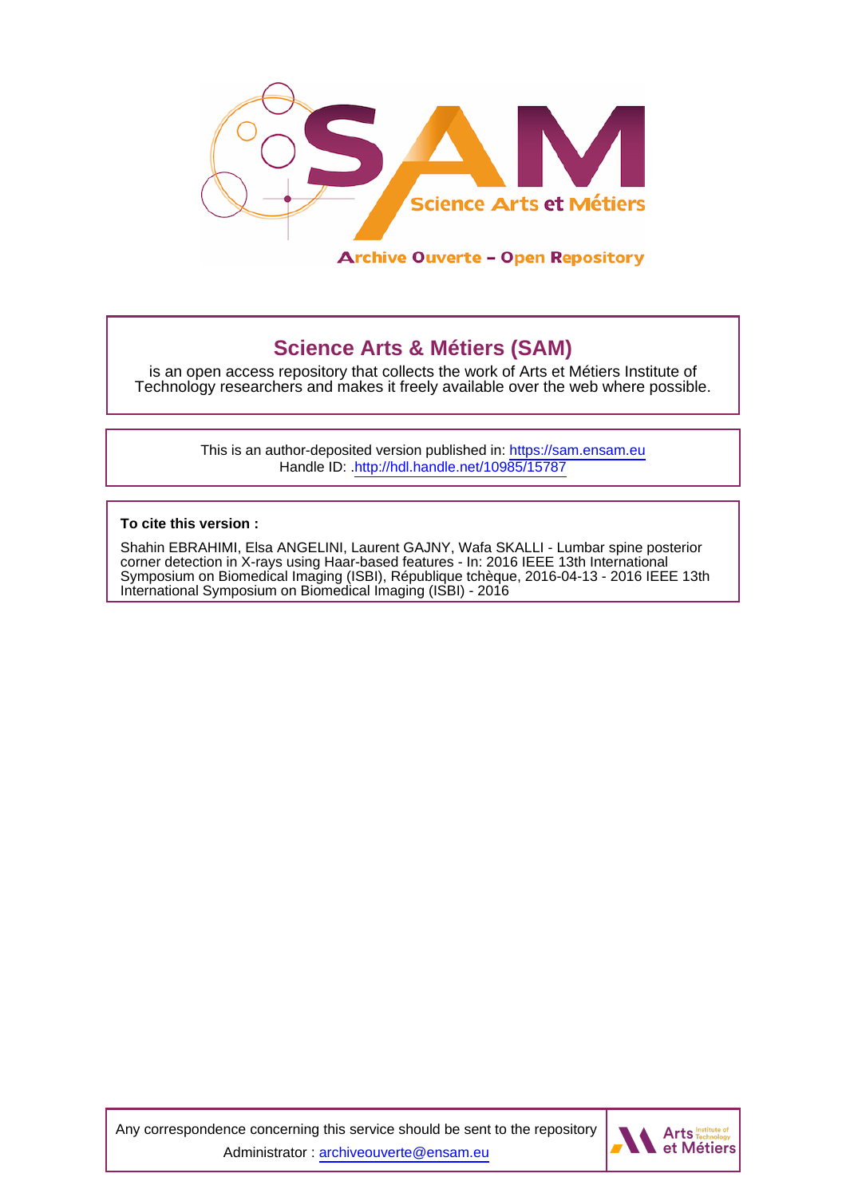Archive Ouverte – Open Repository

## Science Arts & Métiers (SAM)

is an open access repository that collects the work of Arts et Métiers Institute of Technology researchers and makes it freely available over the web where possible.

This is an author-deposited version published in: https://sam.ensam.eu
Handle ID: .http://hdl.handle.net/10985/15787

**To cite this version :**

Shahin EBRAHIMI, Elsa ANGELINI, Laurent GAJNY, Wafa SKALLI - Lumbar spine posterior corner detection in X-rays using Haar-based features - In: 2016 IEEE 13th International Symposium on Biomedical Imaging (ISBI), République tchèque, 2016-04-13 - 2016 IEEE 13th International Symposium on Biomedical Imaging (ISBI) - 2016

Any correspondence concerning this service should be sent to the repository Administrator : archiveouverte@ensam.eu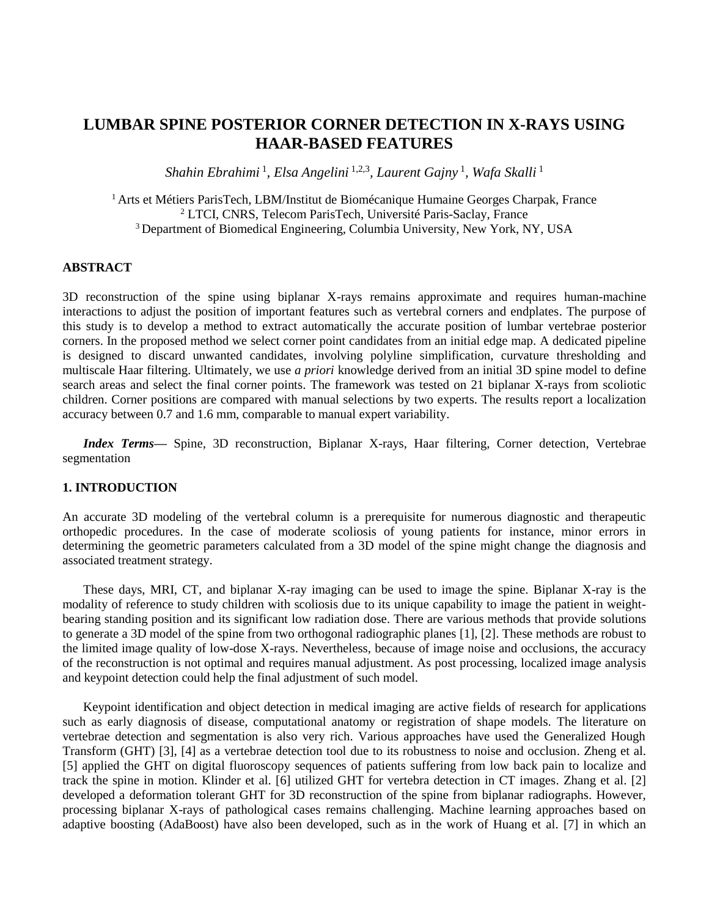# LUMBAR SPINE POSTERIOR CORNER DETECTION IN X-RAYS USING HAAR-BASED FEATURES

*Shahin Ebrahimi* [1], *Elsa Angelini* [1,2,3], *Laurent Gajny* [1], *Wafa Skalli* [1]

[1] Arts et Métiers ParisTech, LBM/Institut de Biomécanique Humaine Georges Charpak, France
[2] LTCI, CNRS, Telecom ParisTech, Université Paris-Saclay, France
[3] Department of Biomedical Engineering, Columbia University, New York, NY, USA

## ABSTRACT

3D reconstruction of the spine using biplanar X-rays remains approximate and requires human-machine interactions to adjust the position of important features such as vertebral corners and endplates. The purpose of this study is to develop a method to extract automatically the accurate position of lumbar vertebrae posterior corners. In the proposed method we select corner point candidates from an initial edge map. A dedicated pipeline is designed to discard unwanted candidates, involving polyline simplification, curvature thresholding and multiscale Haar filtering. Ultimately, we use *a priori* knowledge derived from an initial 3D spine model to define search areas and select the final corner points. The framework was tested on 21 biplanar X-rays from scoliotic children. Corner positions are compared with manual selections by two experts. The results report a localization accuracy between 0.7 and 1.6 mm, comparable to manual expert variability.

***Index Terms*****—** Spine, 3D reconstruction, Biplanar X-rays, Haar filtering, Corner detection, Vertebrae segmentation

## 1. INTRODUCTION

An accurate 3D modeling of the vertebral column is a prerequisite for numerous diagnostic and therapeutic orthopedic procedures. In the case of moderate scoliosis of young patients for instance, minor errors in determining the geometric parameters calculated from a 3D model of the spine might change the diagnosis and associated treatment strategy.

These days, MRI, CT, and biplanar X-ray imaging can be used to image the spine. Biplanar X-ray is the modality of reference to study children with scoliosis due to its unique capability to image the patient in weight-bearing standing position and its significant low radiation dose. There are various methods that provide solutions to generate a 3D model of the spine from two orthogonal radiographic planes [1], [2]. These methods are robust to the limited image quality of low-dose X-rays. Nevertheless, because of image noise and occlusions, the accuracy of the reconstruction is not optimal and requires manual adjustment. As post processing, localized image analysis and keypoint detection could help the final adjustment of such model.

Keypoint identification and object detection in medical imaging are active fields of research for applications such as early diagnosis of disease, computational anatomy or registration of shape models. The literature on vertebrae detection and segmentation is also very rich. Various approaches have used the Generalized Hough Transform (GHT) [3], [4] as a vertebrae detection tool due to its robustness to noise and occlusion. Zheng et al. [5] applied the GHT on digital fluoroscopy sequences of patients suffering from low back pain to localize and track the spine in motion. Klinder et al. [6] utilized GHT for vertebra detection in CT images. Zhang et al. [2] developed a deformation tolerant GHT for 3D reconstruction of the spine from biplanar radiographs. However, processing biplanar X-rays of pathological cases remains challenging. Machine learning approaches based on adaptive boosting (AdaBoost) have also been developed, such as in the work of Huang et al. [7] in which an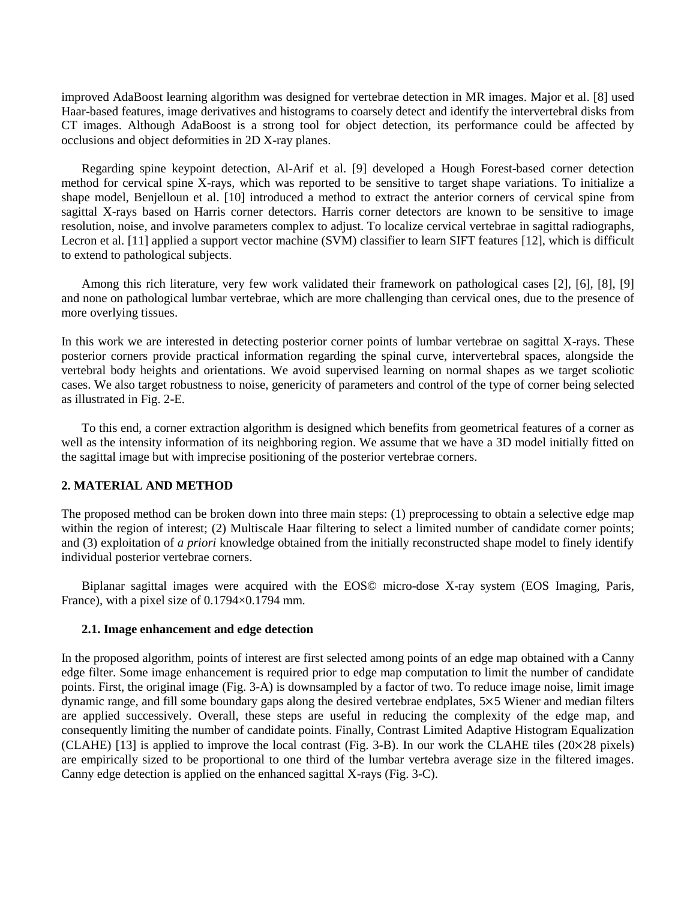improved AdaBoost learning algorithm was designed for vertebrae detection in MR images. Major et al. [8] used Haar-based features, image derivatives and histograms to coarsely detect and identify the intervertebral disks from CT images. Although AdaBoost is a strong tool for object detection, its performance could be affected by occlusions and object deformities in 2D X-ray planes.

Regarding spine keypoint detection, Al-Arif et al. [9] developed a Hough Forest-based corner detection method for cervical spine X-rays, which was reported to be sensitive to target shape variations. To initialize a shape model, Benjelloun et al. [10] introduced a method to extract the anterior corners of cervical spine from sagittal X-rays based on Harris corner detectors. Harris corner detectors are known to be sensitive to image resolution, noise, and involve parameters complex to adjust. To localize cervical vertebrae in sagittal radiographs, Lecron et al. [11] applied a support vector machine (SVM) classifier to learn SIFT features [12], which is difficult to extend to pathological subjects.

Among this rich literature, very few work validated their framework on pathological cases [2], [6], [8], [9] and none on pathological lumbar vertebrae, which are more challenging than cervical ones, due to the presence of more overlying tissues.

In this work we are interested in detecting posterior corner points of lumbar vertebrae on sagittal X-rays. These posterior corners provide practical information regarding the spinal curve, intervertebral spaces, alongside the vertebral body heights and orientations. We avoid supervised learning on normal shapes as we target scoliotic cases. We also target robustness to noise, genericity of parameters and control of the type of corner being selected as illustrated in Fig. 2-E.

To this end, a corner extraction algorithm is designed which benefits from geometrical features of a corner as well as the intensity information of its neighboring region. We assume that we have a 3D model initially fitted on the sagittal image but with imprecise positioning of the posterior vertebrae corners.

## 2. MATERIAL AND METHOD

The proposed method can be broken down into three main steps: (1) preprocessing to obtain a selective edge map within the region of interest; (2) Multiscale Haar filtering to select a limited number of candidate corner points; and (3) exploitation of *a priori* knowledge obtained from the initially reconstructed shape model to finely identify individual posterior vertebrae corners.

Biplanar sagittal images were acquired with the EOS© micro-dose X-ray system (EOS Imaging, Paris, France), with a pixel size of 0.1794×0.1794 mm.

### 2.1. Image enhancement and edge detection

In the proposed algorithm, points of interest are first selected among points of an edge map obtained with a Canny edge filter. Some image enhancement is required prior to edge map computation to limit the number of candidate points. First, the original image (Fig. 3-A) is downsampled by a factor of two. To reduce image noise, limit image dynamic range, and fill some boundary gaps along the desired vertebrae endplates, 5×5 Wiener and median filters are applied successively. Overall, these steps are useful in reducing the complexity of the edge map, and consequently limiting the number of candidate points. Finally, Contrast Limited Adaptive Histogram Equalization (CLAHE) [13] is applied to improve the local contrast (Fig. 3-B). In our work the CLAHE tiles (20×28 pixels) are empirically sized to be proportional to one third of the lumbar vertebra average size in the filtered images. Canny edge detection is applied on the enhanced sagittal X-rays (Fig. 3-C).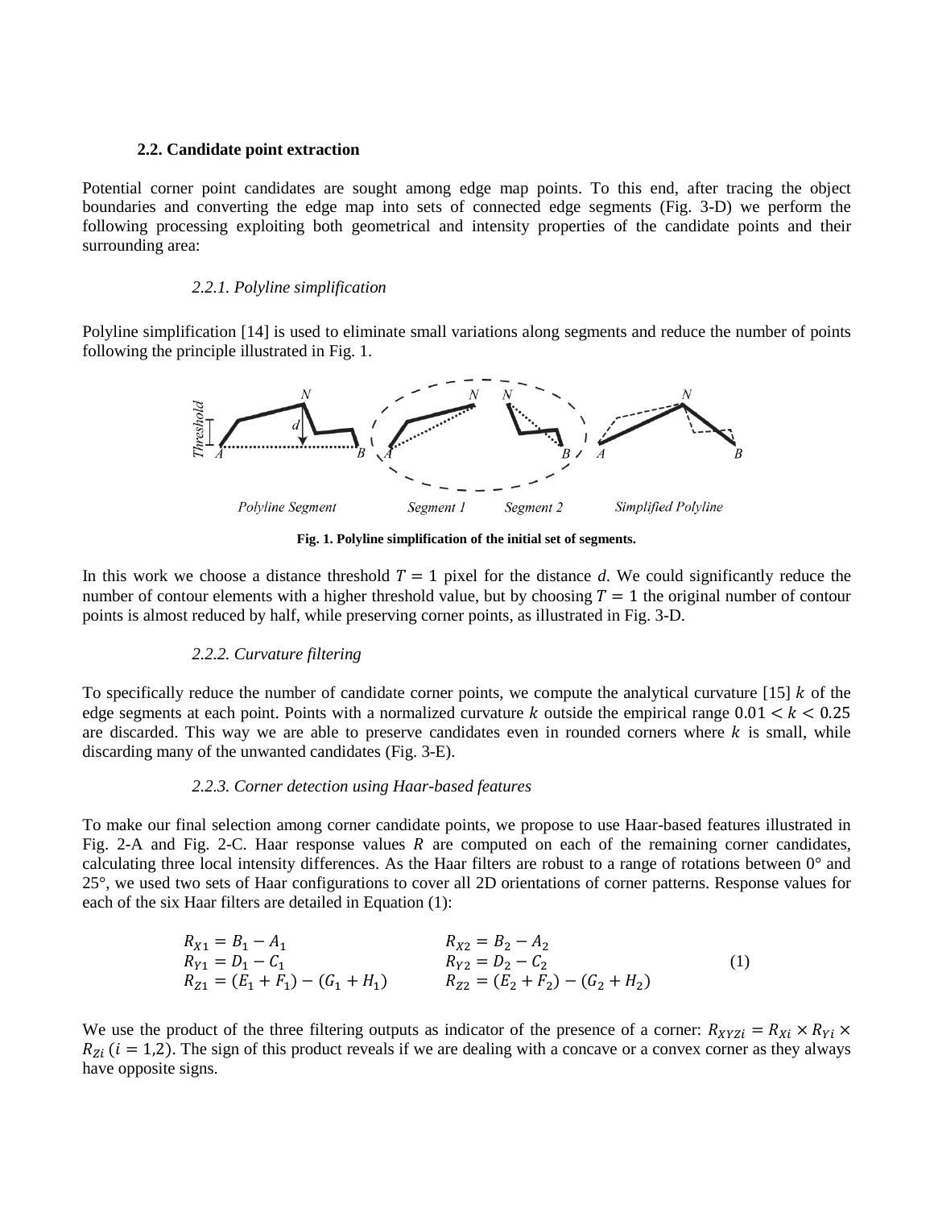### 2.2. Candidate point extraction

Potential corner point candidates are sought among edge map points. To this end, after tracing the object boundaries and converting the edge map into sets of connected edge segments (Fig. 3-D) we perform the following processing exploiting both geometrical and intensity properties of the candidate points and their surrounding area:

#### *2.2.1. Polyline simplification*

Polyline simplification [14] is used to eliminate small variations along segments and reduce the number of points following the principle illustrated in Fig. 1.

**Fig. 1. Polyline simplification of the initial set of segments.**

In this work we choose a distance threshold $T = 1$ pixel for the distance $d$. We could significantly reduce the number of contour elements with a higher threshold value, but by choosing $T = 1$ the original number of contour points is almost reduced by half, while preserving corner points, as illustrated in Fig. 3-D.

#### *2.2.2. Curvature filtering*

To specifically reduce the number of candidate corner points, we compute the analytical curvature [15] $k$ of the edge segments at each point. Points with a normalized curvature $k$ outside the empirical range $0.01 < k < 0.25$ are discarded. This way we are able to preserve candidates even in rounded corners where $k$ is small, while discarding many of the unwanted candidates (Fig. 3-E).

#### *2.2.3. Corner detection using Haar-based features*

To make our final selection among corner candidate points, we propose to use Haar-based features illustrated in Fig. 2-A and Fig. 2-C. Haar response values $R$ are computed on each of the remaining corner candidates, calculating three local intensity differences. As the Haar filters are robust to a range of rotations between 0° and 25°, we used two sets of Haar configurations to cover all 2D orientations of corner patterns. Response values for each of the six Haar filters are detailed in Equation (1):

$$
\begin{aligned}
R_{X1} &= B_1 - A_1 & R_{X2} &= B_2 - A_2 \\
R_{Y1} &= D_1 - C_1 & R_{Y2} &= D_2 - C_2 \\
R_{Z1} &= (E_1 + F_1) - (G_1 + H_1) & R_{Z2} &= (E_2 + F_2) - (G_2 + H_2)
\end{aligned}
\tag{1}
$$

We use the product of the three filtering outputs as indicator of the presence of a corner: $R_{XYZi} = R_{Xi} \times R_{Yi} \times R_{Zi}$ $(i = 1,2)$. The sign of this product reveals if we are dealing with a concave or a convex corner as they always have opposite signs.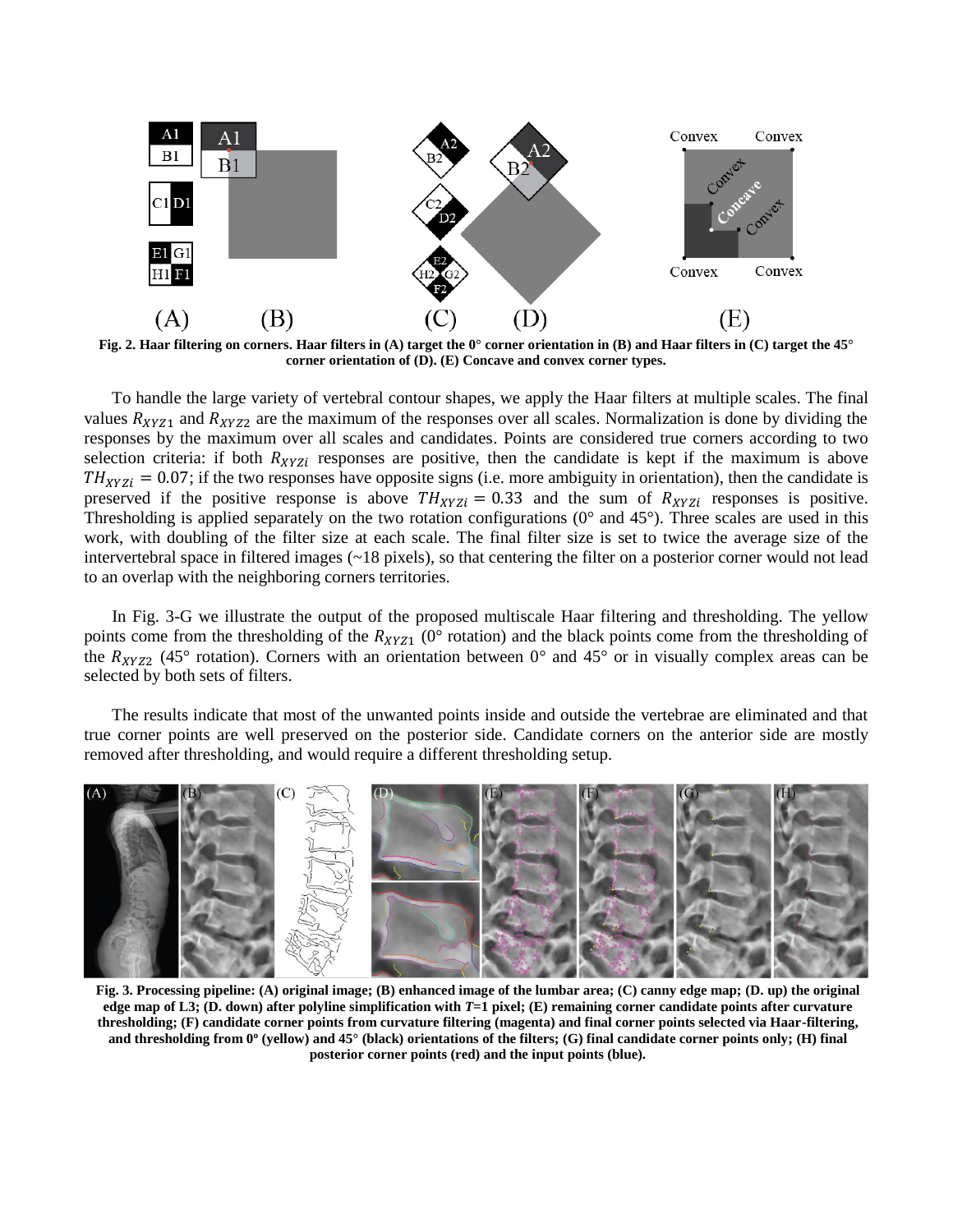Fig. 2. Haar filtering on corners. Haar filters in (A) target the 0° corner orientation in (B) and Haar filters in (C) target the 45° corner orientation of (D). (E) Concave and convex corner types.

To handle the large variety of vertebral contour shapes, we apply the Haar filters at multiple scales. The final values $R_{XYZ1}$ and $R_{XYZ2}$ are the maximum of the responses over all scales. Normalization is done by dividing the responses by the maximum over all scales and candidates. Points are considered true corners according to two selection criteria: if both $R_{XYZi}$ responses are positive, then the candidate is kept if the maximum is above $TH_{XYZi} = 0.07$; if the two responses have opposite signs (i.e. more ambiguity in orientation), then the candidate is preserved if the positive response is above $TH_{XYZi} = 0.33$ and the sum of $R_{XYZi}$ responses is positive. Thresholding is applied separately on the two rotation configurations (0° and 45°). Three scales are used in this work, with doubling of the filter size at each scale. The final filter size is set to twice the average size of the intervertebral space in filtered images (~18 pixels), so that centering the filter on a posterior corner would not lead to an overlap with the neighboring corners territories.

In Fig. 3-G we illustrate the output of the proposed multiscale Haar filtering and thresholding. The yellow points come from the thresholding of the $R_{XYZ1}$ (0° rotation) and the black points come from the thresholding of the $R_{XYZ2}$ (45° rotation). Corners with an orientation between 0° and 45° or in visually complex areas can be selected by both sets of filters.

The results indicate that most of the unwanted points inside and outside the vertebrae are eliminated and that true corner points are well preserved on the posterior side. Candidate corners on the anterior side are mostly removed after thresholding, and would require a different thresholding setup.

Fig. 3. Processing pipeline: (A) original image; (B) enhanced image of the lumbar area; (C) canny edge map; (D. up) the original edge map of L3; (D. down) after polyline simplification with $T$=1 pixel; (E) remaining corner candidate points after curvature thresholding; (F) candidate corner points from curvature filtering (magenta) and final corner points selected via Haar-filtering, and thresholding from 0º (yellow) and 45° (black) orientations of the filters; (G) final candidate corner points only; (H) final posterior corner points (red) and the input points (blue).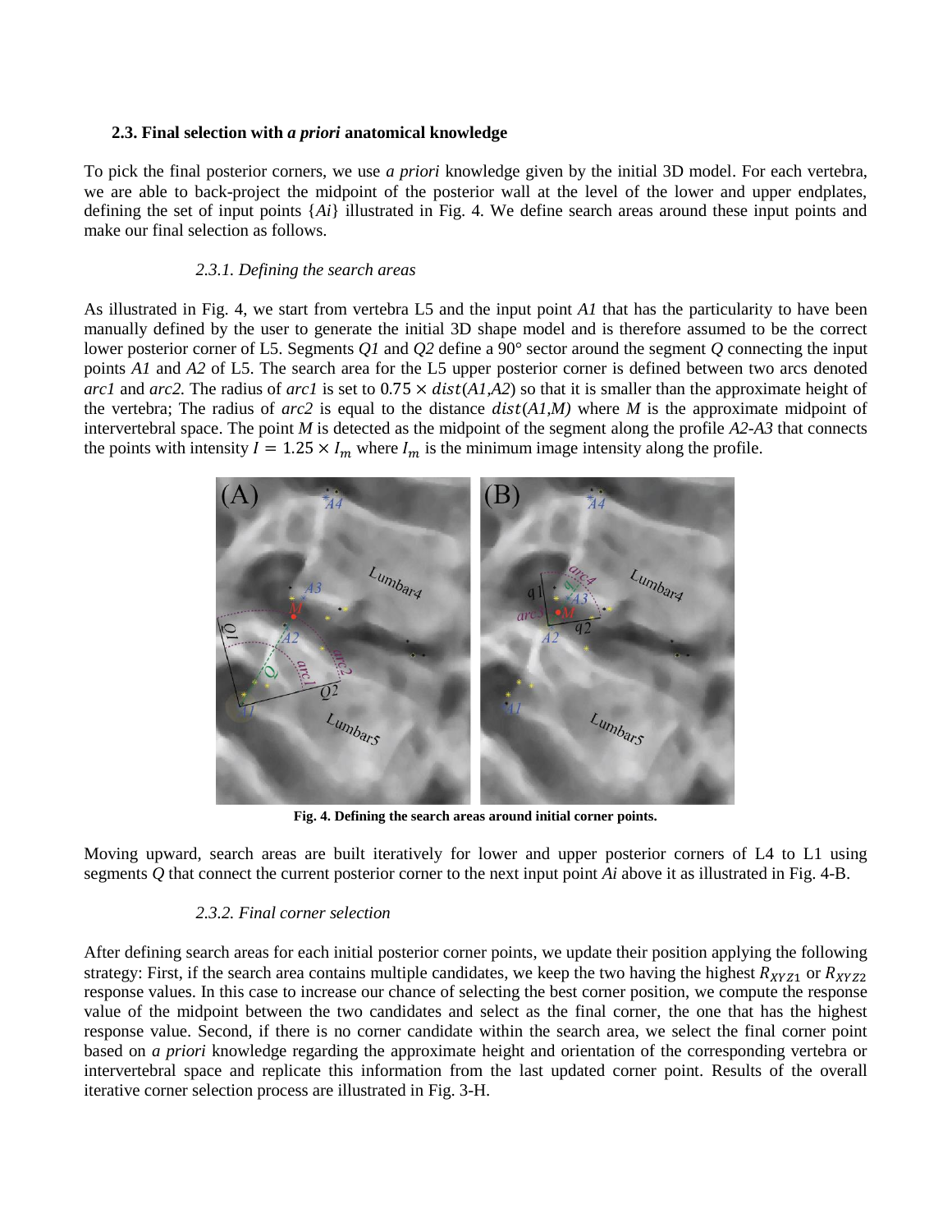### 2.3. Final selection with *a priori* anatomical knowledge

To pick the final posterior corners, we use *a priori* knowledge given by the initial 3D model. For each vertebra, we are able to back-project the midpoint of the posterior wall at the level of the lower and upper endplates, defining the set of input points {*Ai*} illustrated in Fig. 4. We define search areas around these input points and make our final selection as follows.

#### *2.3.1. Defining the search areas*

As illustrated in Fig. 4, we start from vertebra L5 and the input point *A1* that has the particularity to have been manually defined by the user to generate the initial 3D shape model and is therefore assumed to be the correct lower posterior corner of L5. Segments *Q1* and *Q2* define a 90° sector around the segment *Q* connecting the input points *A1* and *A2* of L5. The search area for the L5 upper posterior corner is defined between two arcs denoted *arc1* and *arc2*. The radius of *arc1* is set to $0.75 \times dist(A1,A2)$ so that it is smaller than the approximate height of the vertebra; The radius of *arc2* is equal to the distance $dist(A1,M)$ where *M* is the approximate midpoint of intervertebral space. The point *M* is detected as the midpoint of the segment along the profile *A2*-*A3* that connects the points with intensity $I = 1.25 \times I_m$ where $I_m$ is the minimum image intensity along the profile.

**Fig. 4. Defining the search areas around initial corner points.**

Moving upward, search areas are built iteratively for lower and upper posterior corners of L4 to L1 using segments *Q* that connect the current posterior corner to the next input point *Ai* above it as illustrated in Fig. 4-B.

#### *2.3.2. Final corner selection*

After defining search areas for each initial posterior corner points, we update their position applying the following strategy: First, if the search area contains multiple candidates, we keep the two having the highest $R_{XYZ1}$ or $R_{XYZ2}$ response values. In this case to increase our chance of selecting the best corner position, we compute the response value of the midpoint between the two candidates and select as the final corner, the one that has the highest response value. Second, if there is no corner candidate within the search area, we select the final corner point based on *a priori* knowledge regarding the approximate height and orientation of the corresponding vertebra or intervertebral space and replicate this information from the last updated corner point. Results of the overall iterative corner selection process are illustrated in Fig. 3-H.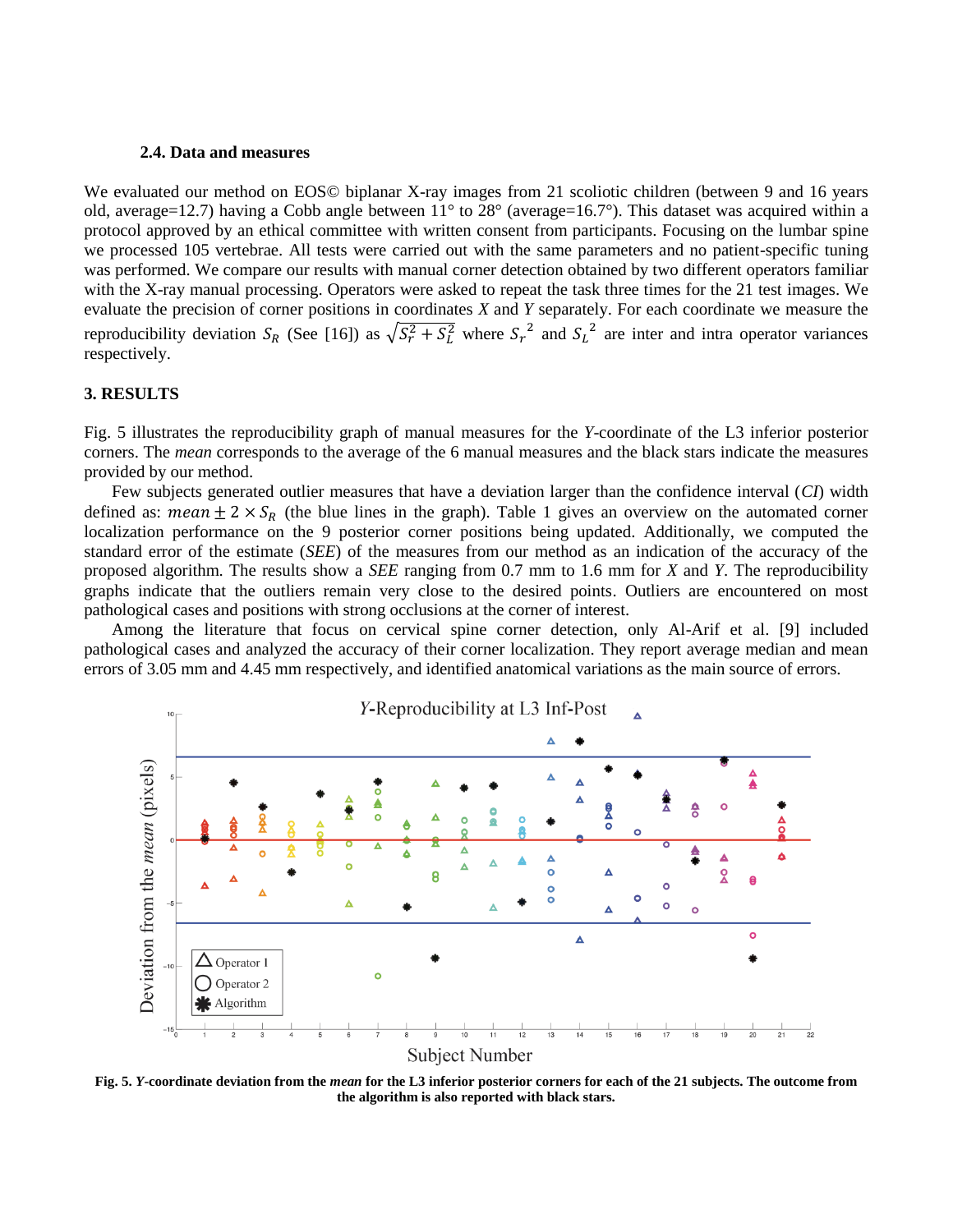### 2.4. Data and measures

We evaluated our method on EOS© biplanar X-ray images from 21 scoliotic children (between 9 and 16 years old, average=12.7) having a Cobb angle between 11° to 28° (average=16.7°). This dataset was acquired within a protocol approved by an ethical committee with written consent from participants. Focusing on the lumbar spine we processed 105 vertebrae. All tests were carried out with the same parameters and no patient-specific tuning was performed. We compare our results with manual corner detection obtained by two different operators familiar with the X-ray manual processing. Operators were asked to repeat the task three times for the 21 test images. We evaluate the precision of corner positions in coordinates *X* and *Y* separately. For each coordinate we measure the reproducibility deviation $S_R$ (See [16]) as $\sqrt{S_r^2 + S_L^2}$ where ${S_r}^2$ and ${S_L}^2$ are inter and intra operator variances respectively.

## 3. RESULTS

Fig. 5 illustrates the reproducibility graph of manual measures for the *Y*-coordinate of the L3 inferior posterior corners. The *mean* corresponds to the average of the 6 manual measures and the black stars indicate the measures provided by our method.

Few subjects generated outlier measures that have a deviation larger than the confidence interval (*CI*) width defined as: $mean \pm 2 \times S_R$ (the blue lines in the graph). Table 1 gives an overview on the automated corner localization performance on the 9 posterior corner positions being updated. Additionally, we computed the standard error of the estimate (*SEE*) of the measures from our method as an indication of the accuracy of the proposed algorithm. The results show a *SEE* ranging from 0.7 mm to 1.6 mm for *X* and *Y*. The reproducibility graphs indicate that the outliers remain very close to the desired points. Outliers are encountered on most pathological cases and positions with strong occlusions at the corner of interest.

Among the literature that focus on cervical spine corner detection, only Al-Arif et al. [9] included pathological cases and analyzed the accuracy of their corner localization. They report average median and mean errors of 3.05 mm and 4.45 mm respectively, and identified anatomical variations as the main source of errors.

**Fig. 5. *Y*-coordinate deviation from the *mean* for the L3 inferior posterior corners for each of the 21 subjects. The outcome from the algorithm is also reported with black stars.**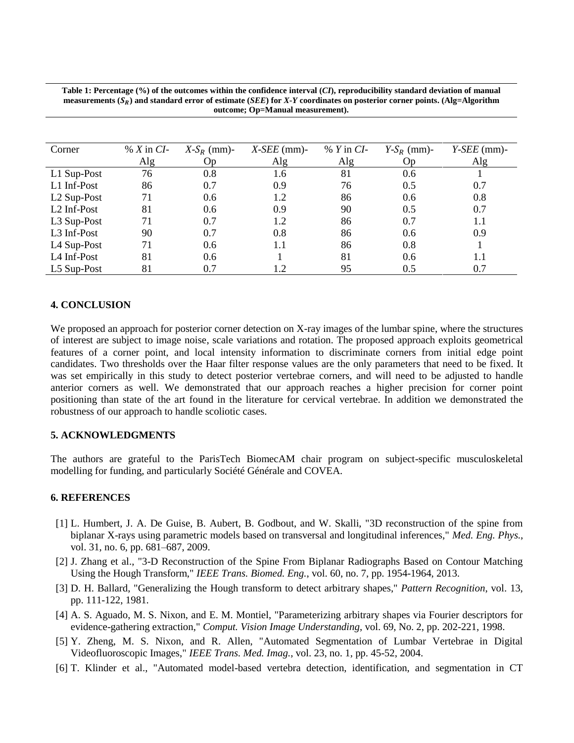**Table 1: Percentage (%) of the outcomes within the confidence interval (*CI*), reproducibility standard deviation of manual measurements ($S_R$) and standard error of estimate (*SEE*) for *X-Y* coordinates on posterior corner points. (Alg=Algorithm outcome; Op=Manual measurement).**

| Corner | % *X* in *CI*-Alg | *X*-$S_R$ (mm)-Op | *X-SEE* (mm)-Alg | % *Y* in *CI*-Alg | *Y*-$S_R$ (mm)-Op | *Y-SEE* (mm)-Alg |
|---|---|---|---|---|---|---|
| L1 Sup-Post | 76 | 0.8 | 1.6 | 81 | 0.6 | 1 |
| L1 Inf-Post | 86 | 0.7 | 0.9 | 76 | 0.5 | 0.7 |
| L2 Sup-Post | 71 | 0.6 | 1.2 | 86 | 0.6 | 0.8 |
| L2 Inf-Post | 81 | 0.6 | 0.9 | 90 | 0.5 | 0.7 |
| L3 Sup-Post | 71 | 0.7 | 1.2 | 86 | 0.7 | 1.1 |
| L3 Inf-Post | 90 | 0.7 | 0.8 | 86 | 0.6 | 0.9 |
| L4 Sup-Post | 71 | 0.6 | 1.1 | 86 | 0.8 | 1 |
| L4 Inf-Post | 81 | 0.6 | 1 | 81 | 0.6 | 1.1 |
| L5 Sup-Post | 81 | 0.7 | 1.2 | 95 | 0.5 | 0.7 |

## 4. CONCLUSION

We proposed an approach for posterior corner detection on X-ray images of the lumbar spine, where the structures of interest are subject to image noise, scale variations and rotation. The proposed approach exploits geometrical features of a corner point, and local intensity information to discriminate corners from initial edge point candidates. Two thresholds over the Haar filter response values are the only parameters that need to be fixed. It was set empirically in this study to detect posterior vertebrae corners, and will need to be adjusted to handle anterior corners as well. We demonstrated that our approach reaches a higher precision for corner point positioning than state of the art found in the literature for cervical vertebrae. In addition we demonstrated the robustness of our approach to handle scoliotic cases.

## 5. ACKNOWLEDGMENTS

The authors are grateful to the ParisTech BiomecAM chair program on subject-specific musculoskeletal modelling for funding, and particularly Société Générale and COVEA.

## 6. REFERENCES

[1] L. Humbert, J. A. De Guise, B. Aubert, B. Godbout, and W. Skalli, "3D reconstruction of the spine from biplanar X-rays using parametric models based on transversal and longitudinal inferences," *Med. Eng. Phys.*, vol. 31, no. 6, pp. 681–687, 2009.

[2] J. Zhang et al., "3-D Reconstruction of the Spine From Biplanar Radiographs Based on Contour Matching Using the Hough Transform," *IEEE Trans. Biomed. Eng.*, vol. 60, no. 7, pp. 1954-1964, 2013.

[3] D. H. Ballard, "Generalizing the Hough transform to detect arbitrary shapes," *Pattern Recognition*, vol. 13, pp. 111-122, 1981.

[4] A. S. Aguado, M. S. Nixon, and E. M. Montiel, "Parameterizing arbitrary shapes via Fourier descriptors for evidence-gathering extraction," *Comput. Vision Image Understanding*, vol. 69, No. 2, pp. 202-221, 1998.

[5] Y. Zheng, M. S. Nixon, and R. Allen, "Automated Segmentation of Lumbar Vertebrae in Digital Videofluoroscopic Images," *IEEE Trans. Med. Imag.*, vol. 23, no. 1, pp. 45-52, 2004.

[6] T. Klinder et al., "Automated model-based vertebra detection, identification, and segmentation in CT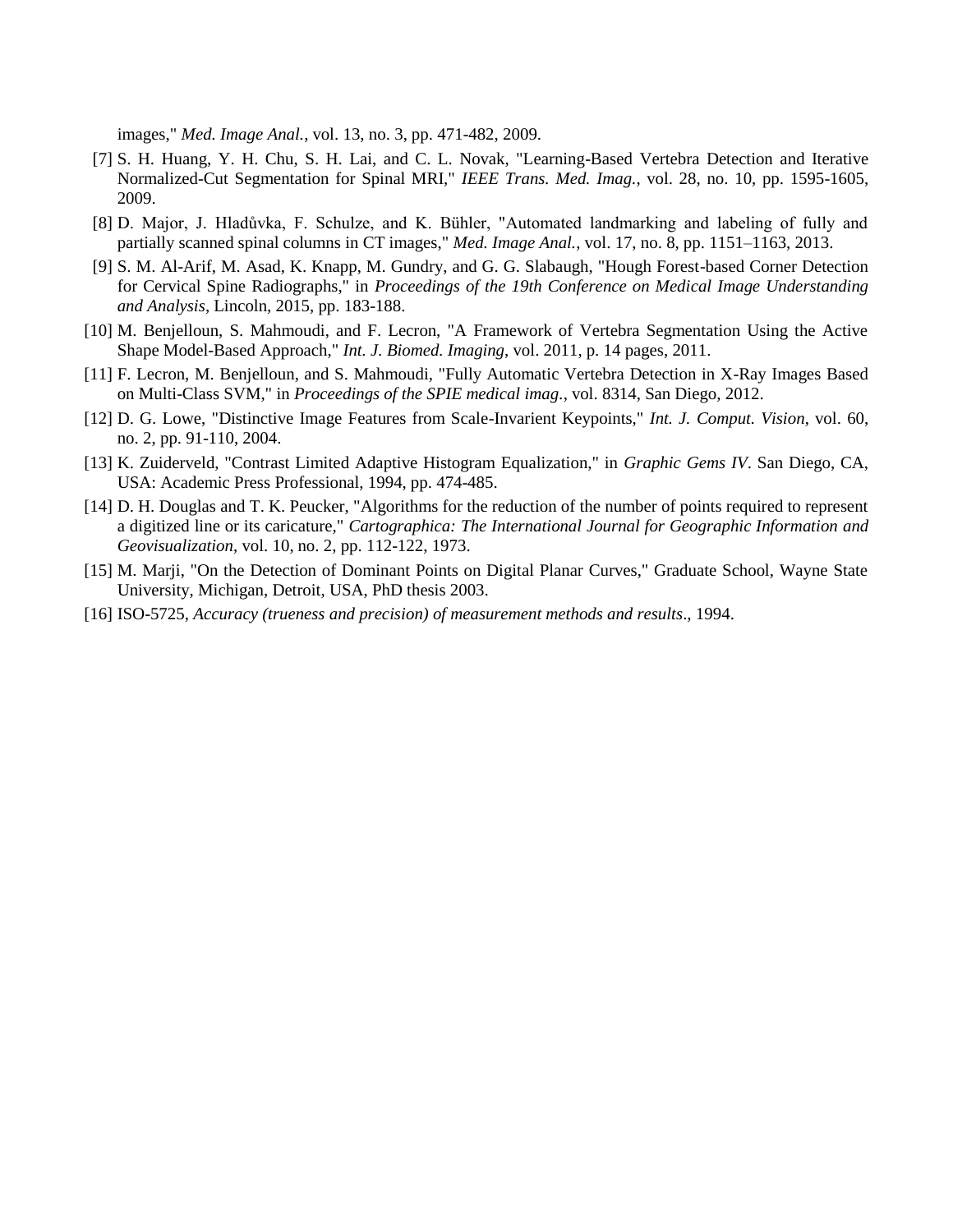images," *Med. Image Anal.*, vol. 13, no. 3, pp. 471-482, 2009.

[7] S. H. Huang, Y. H. Chu, S. H. Lai, and C. L. Novak, "Learning-Based Vertebra Detection and Iterative Normalized-Cut Segmentation for Spinal MRI," *IEEE Trans. Med. Imag.*, vol. 28, no. 10, pp. 1595-1605, 2009.

[8] D. Major, J. Hladůvka, F. Schulze, and K. Bühler, "Automated landmarking and labeling of fully and partially scanned spinal columns in CT images," *Med. Image Anal.*, vol. 17, no. 8, pp. 1151–1163, 2013.

[9] S. M. Al-Arif, M. Asad, K. Knapp, M. Gundry, and G. G. Slabaugh, "Hough Forest-based Corner Detection for Cervical Spine Radiographs," in *Proceedings of the 19th Conference on Medical Image Understanding and Analysis*, Lincoln, 2015, pp. 183-188.

[10] M. Benjelloun, S. Mahmoudi, and F. Lecron, "A Framework of Vertebra Segmentation Using the Active Shape Model-Based Approach," *Int. J. Biomed. Imaging*, vol. 2011, p. 14 pages, 2011.

[11] F. Lecron, M. Benjelloun, and S. Mahmoudi, "Fully Automatic Vertebra Detection in X-Ray Images Based on Multi-Class SVM," in *Proceedings of the SPIE medical imag.*, vol. 8314, San Diego, 2012.

[12] D. G. Lowe, "Distinctive Image Features from Scale-Invarient Keypoints," *Int. J. Comput. Vision*, vol. 60, no. 2, pp. 91-110, 2004.

[13] K. Zuiderveld, "Contrast Limited Adaptive Histogram Equalization," in *Graphic Gems IV*. San Diego, CA, USA: Academic Press Professional, 1994, pp. 474-485.

[14] D. H. Douglas and T. K. Peucker, "Algorithms for the reduction of the number of points required to represent a digitized line or its caricature," *Cartographica: The International Journal for Geographic Information and Geovisualization*, vol. 10, no. 2, pp. 112-122, 1973.

[15] M. Marji, "On the Detection of Dominant Points on Digital Planar Curves," Graduate School, Wayne State University, Michigan, Detroit, USA, PhD thesis 2003.

[16] ISO-5725, *Accuracy (trueness and precision) of measurement methods and results*., 1994.